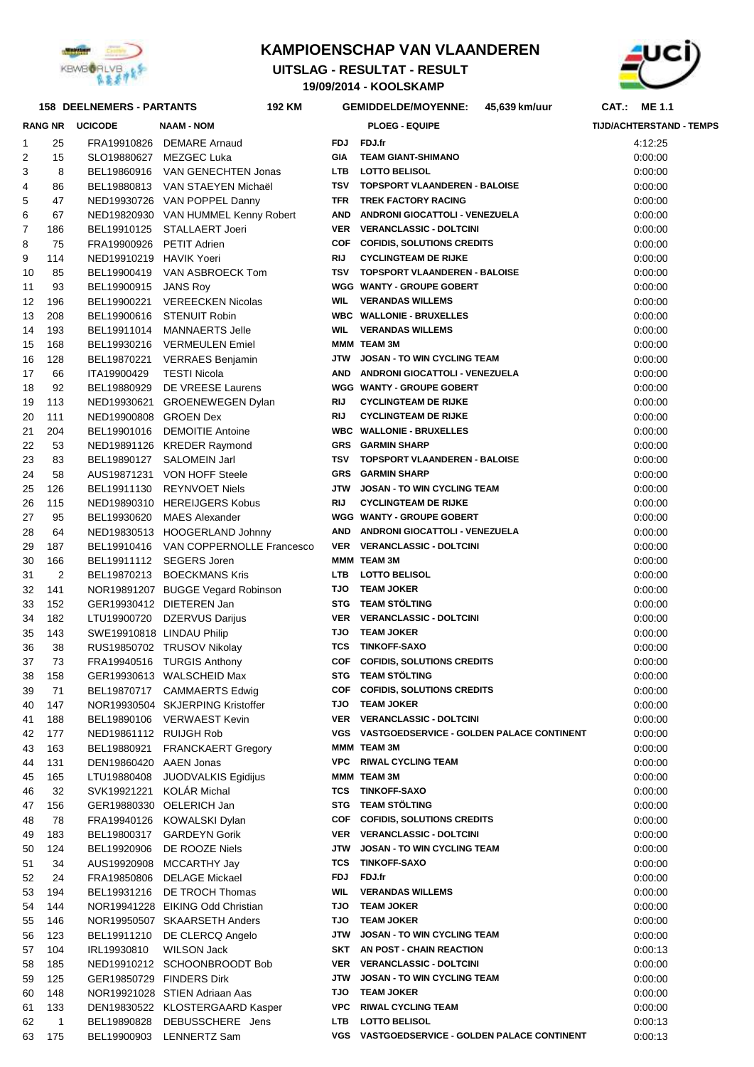# KAMPIOENSCHAP VAN VLAANDEREN

## UITSLAG - RESULTAT - RESULT

**19/09/2014 - KOOLSKAMP**

**158 DEELNEMERS - PARTANTS** **192 KM** **GEMIDDELDE/MOYENNE: 45,639 km/uur** **CAT.: ME 1.1**

| RANG | NR | UCICODE | NAAM - NOM | | PLOEG - EQUIPE | TIJD/ACHTERSTAND - TEMPS |
|---|---|---|---|---|---|---|
| 1 | 25 | FRA19910826 | DEMARE Arnaud | FDJ | FDJ.fr | 4:12:25 |
| 2 | 15 | SLO19880627 | MEZGEC Luka | GIA | TEAM GIANT-SHIMANO | 0:00:00 |
| 3 | 8 | BEL19860916 | VAN GENECHTEN Jonas | LTB | LOTTO BELISOL | 0:00:00 |
| 4 | 86 | BEL19880813 | VAN STAEYEN Michaël | TSV | TOPSPORT VLAANDEREN - BALOISE | 0:00:00 |
| 5 | 47 | NED19930726 | VAN POPPEL Danny | TFR | TREK FACTORY RACING | 0:00:00 |
| 6 | 67 | NED19820930 | VAN HUMMEL Kenny Robert | AND | ANDRONI GIOCATTOLI - VENEZUELA | 0:00:00 |
| 7 | 186 | BEL19910125 | STALLAERT Joeri | VER | VERANCLASSIC - DOLTCINI | 0:00:00 |
| 8 | 75 | FRA19900926 | PETIT Adrien | COF | COFIDIS, SOLUTIONS CREDITS | 0:00:00 |
| 9 | 114 | NED19910219 | HAVIK Yoeri | RIJ | CYCLINGTEAM DE RIJKE | 0:00:00 |
| 10 | 85 | BEL19900419 | VAN ASBROECK Tom | TSV | TOPSPORT VLAANDEREN - BALOISE | 0:00:00 |
| 11 | 93 | BEL19900915 | JANS Roy | WGG | WANTY - GROUPE GOBERT | 0:00:00 |
| 12 | 196 | BEL19900221 | VEREECKEN Nicolas | WIL | VERANDAS WILLEMS | 0:00:00 |
| 13 | 208 | BEL19900616 | STENUIT Robin | WBC | WALLONIE - BRUXELLES | 0:00:00 |
| 14 | 193 | BEL19911014 | MANNAERTS Jelle | WIL | VERANDAS WILLEMS | 0:00:00 |
| 15 | 168 | BEL19930216 | VERMEULEN Emiel | MMM | TEAM 3M | 0:00:00 |
| 16 | 128 | BEL19870221 | VERRAES Benjamin | JTW | JOSAN - TO WIN CYCLING TEAM | 0:00:00 |
| 17 | 66 | ITA19900429 | TESTI Nicola | AND | ANDRONI GIOCATTOLI - VENEZUELA | 0:00:00 |
| 18 | 92 | BEL19880929 | DE VREESE Laurens | WGG | WANTY - GROUPE GOBERT | 0:00:00 |
| 19 | 113 | NED19930621 | GROENEWEGEN Dylan | RIJ | CYCLINGTEAM DE RIJKE | 0:00:00 |
| 20 | 111 | NED19900808 | GROEN Dex | RIJ | CYCLINGTEAM DE RIJKE | 0:00:00 |
| 21 | 204 | BEL19901016 | DEMOITIE Antoine | WBC | WALLONIE - BRUXELLES | 0:00:00 |
| 22 | 53 | NED19891126 | KREDER Raymond | GRS | GARMIN SHARP | 0:00:00 |
| 23 | 83 | BEL19890127 | SALOMEIN Jarl | TSV | TOPSPORT VLAANDEREN - BALOISE | 0:00:00 |
| 24 | 58 | AUS19871231 | VON HOFF Steele | GRS | GARMIN SHARP | 0:00:00 |
| 25 | 126 | BEL19911130 | REYNVOET Niels | JTW | JOSAN - TO WIN CYCLING TEAM | 0:00:00 |
| 26 | 115 | NED19890310 | HEREIJGERS Kobus | RIJ | CYCLINGTEAM DE RIJKE | 0:00:00 |
| 27 | 95 | BEL19930620 | MAES Alexander | WGG | WANTY - GROUPE GOBERT | 0:00:00 |
| 28 | 64 | NED19830513 | HOOGERLAND Johnny | AND | ANDRONI GIOCATTOLI - VENEZUELA | 0:00:00 |
| 29 | 187 | BEL19910416 | VAN COPPERNOLLE Francesco | VER | VERANCLASSIC - DOLTCINI | 0:00:00 |
| 30 | 166 | BEL19911112 | SEGERS Joren | MMM | TEAM 3M | 0:00:00 |
| 31 | 2 | BEL19870213 | BOECKMANS Kris | LTB | LOTTO BELISOL | 0:00:00 |
| 32 | 141 | NOR19891207 | BUGGE Vegard Robinson | TJO | TEAM JOKER | 0:00:00 |
| 33 | 152 | GER19930412 | DIETEREN Jan | STG | TEAM STÖLTING | 0:00:00 |
| 34 | 182 | LTU19900720 | DZERVUS Darijus | VER | VERANCLASSIC - DOLTCINI | 0:00:00 |
| 35 | 143 | SWE19910818 | LINDAU Philip | TJO | TEAM JOKER | 0:00:00 |
| 36 | 38 | RUS19850702 | TRUSOV Nikolay | TCS | TINKOFF-SAXO | 0:00:00 |
| 37 | 73 | FRA19940516 | TURGIS Anthony | COF | COFIDIS, SOLUTIONS CREDITS | 0:00:00 |
| 38 | 158 | GER19930613 | WALSCHEID Max | STG | TEAM STÖLTING | 0:00:00 |
| 39 | 71 | BEL19870717 | CAMMAERTS Edwig | COF | COFIDIS, SOLUTIONS CREDITS | 0:00:00 |
| 40 | 147 | NOR19930504 | SKJERPING Kristoffer | TJO | TEAM JOKER | 0:00:00 |
| 41 | 188 | BEL19890106 | VERWAEST Kevin | VER | VERANCLASSIC - DOLTCINI | 0:00:00 |
| 42 | 177 | NED19861112 | RUIJGH Rob | VGS | VASTGOEDSERVICE - GOLDEN PALACE CONTINENT | 0:00:00 |
| 43 | 163 | BEL19880921 | FRANCKAERT Gregory | MMM | TEAM 3M | 0:00:00 |
| 44 | 131 | DEN19860420 | AAEN Jonas | VPC | RIWAL CYCLING TEAM | 0:00:00 |
| 45 | 165 | LTU19880408 | JUODVALKIS Egidijus | MMM | TEAM 3M | 0:00:00 |
| 46 | 32 | SVK19921221 | KOLÁR Michal | TCS | TINKOFF-SAXO | 0:00:00 |
| 47 | 156 | GER19880330 | OELERICH Jan | STG | TEAM STÖLTING | 0:00:00 |
| 48 | 78 | FRA19940126 | KOWALSKI Dylan | COF | COFIDIS, SOLUTIONS CREDITS | 0:00:00 |
| 49 | 183 | BEL19800317 | GARDEYN Gorik | VER | VERANCLASSIC - DOLTCINI | 0:00:00 |
| 50 | 124 | BEL19920906 | DE ROOZE Niels | JTW | JOSAN - TO WIN CYCLING TEAM | 0:00:00 |
| 51 | 34 | AUS19920908 | MCCARTHY Jay | TCS | TINKOFF-SAXO | 0:00:00 |
| 52 | 24 | FRA19850806 | DELAGE Mickael | FDJ | FDJ.fr | 0:00:00 |
| 53 | 194 | BEL19931216 | DE TROCH Thomas | WIL | VERANDAS WILLEMS | 0:00:00 |
| 54 | 144 | NOR19941228 | EIKING Odd Christian | TJO | TEAM JOKER | 0:00:00 |
| 55 | 146 | NOR19950507 | SKAARSETH Anders | TJO | TEAM JOKER | 0:00:00 |
| 56 | 123 | BEL19911210 | DE CLERCQ Angelo | JTW | JOSAN - TO WIN CYCLING TEAM | 0:00:00 |
| 57 | 104 | IRL19930810 | WILSON Jack | SKT | AN POST - CHAIN REACTION | 0:00:13 |
| 58 | 185 | NED19910212 | SCHOONBROODT Bob | VER | VERANCLASSIC - DOLTCINI | 0:00:00 |
| 59 | 125 | GER19850729 | FINDERS Dirk | JTW | JOSAN - TO WIN CYCLING TEAM | 0:00:00 |
| 60 | 148 | NOR19921028 | STIEN Adriaan Aas | TJO | TEAM JOKER | 0:00:00 |
| 61 | 133 | DEN19830522 | KLOSTERGAARD Kasper | VPC | RIWAL CYCLING TEAM | 0:00:00 |
| 62 | 1 | BEL19890828 | DEBUSSCHERE Jens | LTB | LOTTO BELISOL | 0:00:13 |
| 63 | 175 | BEL19900903 | LENNERTZ Sam | VGS | VASTGOEDSERVICE - GOLDEN PALACE CONTINENT | 0:00:13 |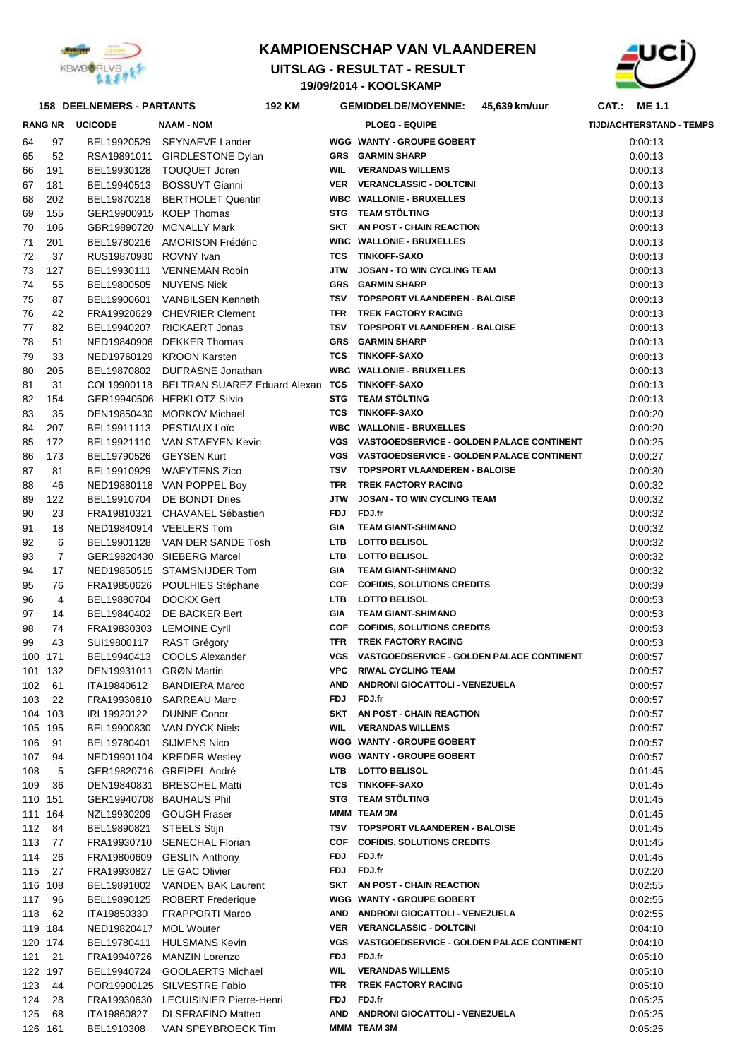# KAMPIOENSCHAP VAN VLAANDEREN

## UITSLAG - RESULTAT - RESULT

### 19/09/2014 - KOOLSKAMP

**158 DEELNEMERS - PARTANTS** **192 KM** **GEMIDDELDE/MOYENNE: 45,639 km/uur** **CAT.: ME 1.1**

| RANG | NR | UCICODE | NAAM - NOM | | PLOEG - EQUIPE | TIJD/ACHTERSTAND - TEMPS |
|---|---|---|---|---|---|---|
| 64 | 97 | BEL19920529 | SEYNAEVE Lander | WGG | WANTY - GROUPE GOBERT | 0:00:13 |
| 65 | 52 | RSA19891011 | GIRDLESTONE Dylan | GRS | GARMIN SHARP | 0:00:13 |
| 66 | 191 | BEL19930128 | TOUQUET Joren | WIL | VERANDAS WILLEMS | 0:00:13 |
| 67 | 181 | BEL19940513 | BOSSUYT Gianni | VER | VERANCLASSIC - DOLTCINI | 0:00:13 |
| 68 | 202 | BEL19870218 | BERTHOLET Quentin | WBC | WALLONIE - BRUXELLES | 0:00:13 |
| 69 | 155 | GER19900915 | KOEP Thomas | STG | TEAM STÖLTING | 0:00:13 |
| 70 | 106 | GBR19890720 | MCNALLY Mark | SKT | AN POST - CHAIN REACTION | 0:00:13 |
| 71 | 201 | BEL19780216 | AMORISON Frédéric | WBC | WALLONIE - BRUXELLES | 0:00:13 |
| 72 | 37 | RUS19870930 | ROVNY Ivan | TCS | TINKOFF-SAXO | 0:00:13 |
| 73 | 127 | BEL19930111 | VENNEMAN Robin | JTW | JOSAN - TO WIN CYCLING TEAM | 0:00:13 |
| 74 | 55 | BEL19800505 | NUYENS Nick | GRS | GARMIN SHARP | 0:00:13 |
| 75 | 87 | BEL19900601 | VANBILSEN Kenneth | TSV | TOPSPORT VLAANDEREN - BALOISE | 0:00:13 |
| 76 | 42 | FRA19920629 | CHEVRIER Clement | TFR | TREK FACTORY RACING | 0:00:13 |
| 77 | 82 | BEL19940207 | RICKAERT Jonas | TSV | TOPSPORT VLAANDEREN - BALOISE | 0:00:13 |
| 78 | 51 | NED19840906 | DEKKER Thomas | GRS | GARMIN SHARP | 0:00:13 |
| 79 | 33 | NED19760129 | KROON Karsten | TCS | TINKOFF-SAXO | 0:00:13 |
| 80 | 205 | BEL19870802 | DUFRASNE Jonathan | WBC | WALLONIE - BRUXELLES | 0:00:13 |
| 81 | 31 | COL19900118 | BELTRAN SUAREZ Eduard Alexan | TCS | TINKOFF-SAXO | 0:00:13 |
| 82 | 154 | GER19940506 | HERKLOTZ Silvio | STG | TEAM STÖLTING | 0:00:13 |
| 83 | 35 | DEN19850430 | MORKOV Michael | TCS | TINKOFF-SAXO | 0:00:20 |
| 84 | 207 | BEL19911113 | PESTIAUX Loïc | WBC | WALLONIE - BRUXELLES | 0:00:20 |
| 85 | 172 | BEL19921110 | VAN STAEYEN Kevin | VGS | VASTGOEDSERVICE - GOLDEN PALACE CONTINENT | 0:00:25 |
| 86 | 173 | BEL19790526 | GEYSEN Kurt | VGS | VASTGOEDSERVICE - GOLDEN PALACE CONTINENT | 0:00:27 |
| 87 | 81 | BEL19910929 | WAEYTENS Zico | TSV | TOPSPORT VLAANDEREN - BALOISE | 0:00:30 |
| 88 | 46 | NED19880118 | VAN POPPEL Boy | TFR | TREK FACTORY RACING | 0:00:32 |
| 89 | 122 | BEL19910704 | DE BONDT Dries | JTW | JOSAN - TO WIN CYCLING TEAM | 0:00:32 |
| 90 | 23 | FRA19810321 | CHAVANEL Sébastien | FDJ | FDJ.fr | 0:00:32 |
| 91 | 18 | NED19840914 | VEELERS Tom | GIA | TEAM GIANT-SHIMANO | 0:00:32 |
| 92 | 6 | BEL19901128 | VAN DER SANDE Tosh | LTB | LOTTO BELISOL | 0:00:32 |
| 93 | 7 | GER19820430 | SIEBERG Marcel | LTB | LOTTO BELISOL | 0:00:32 |
| 94 | 17 | NED19850515 | STAMSNIJDER Tom | GIA | TEAM GIANT-SHIMANO | 0:00:32 |
| 95 | 76 | FRA19850626 | POULHIES Stéphane | COF | COFIDIS, SOLUTIONS CREDITS | 0:00:39 |
| 96 | 4 | BEL19880704 | DOCKX Gert | LTB | LOTTO BELISOL | 0:00:53 |
| 97 | 14 | BEL19840402 | DE BACKER Bert | GIA | TEAM GIANT-SHIMANO | 0:00:53 |
| 98 | 74 | FRA19830303 | LEMOINE Cyril | COF | COFIDIS, SOLUTIONS CREDITS | 0:00:53 |
| 99 | 43 | SUI19800117 | RAST Grégory | TFR | TREK FACTORY RACING | 0:00:53 |
| 100 | 171 | BEL19940413 | COOLS Alexander | VGS | VASTGOEDSERVICE - GOLDEN PALACE CONTINENT | 0:00:57 |
| 101 | 132 | DEN19931011 | GRØN Martin | VPC | RIWAL CYCLING TEAM | 0:00:57 |
| 102 | 61 | ITA19840612 | BANDIERA Marco | AND | ANDRONI GIOCATTOLI - VENEZUELA | 0:00:57 |
| 103 | 22 | FRA19930610 | SARREAU Marc | FDJ | FDJ.fr | 0:00:57 |
| 104 | 103 | IRL19920122 | DUNNE Conor | SKT | AN POST - CHAIN REACTION | 0:00:57 |
| 105 | 195 | BEL19900830 | VAN DYCK Niels | WIL | VERANDAS WILLEMS | 0:00:57 |
| 106 | 91 | BEL19780401 | SIJMENS Nico | WGG | WANTY - GROUPE GOBERT | 0:00:57 |
| 107 | 94 | NED19901104 | KREDER Wesley | WGG | WANTY - GROUPE GOBERT | 0:00:57 |
| 108 | 5 | GER19820716 | GREIPEL André | LTB | LOTTO BELISOL | 0:01:45 |
| 109 | 36 | DEN19840831 | BRESCHEL Matti | TCS | TINKOFF-SAXO | 0:01:45 |
| 110 | 151 | GER19940708 | BAUHAUS Phil | STG | TEAM STÖLTING | 0:01:45 |
| 111 | 164 | NZL19930209 | GOUGH Fraser | MMM | TEAM 3M | 0:01:45 |
| 112 | 84 | BEL19890821 | STEELS Stijn | TSV | TOPSPORT VLAANDEREN - BALOISE | 0:01:45 |
| 113 | 77 | FRA19930710 | SENECHAL Florian | COF | COFIDIS, SOLUTIONS CREDITS | 0:01:45 |
| 114 | 26 | FRA19800609 | GESLIN Anthony | FDJ | FDJ.fr | 0:01:45 |
| 115 | 27 | FRA19930827 | LE GAC Olivier | FDJ | FDJ.fr | 0:02:20 |
| 116 | 108 | BEL19891002 | VANDEN BAK Laurent | SKT | AN POST - CHAIN REACTION | 0:02:55 |
| 117 | 96 | BEL19890125 | ROBERT Frederique | WGG | WANTY - GROUPE GOBERT | 0:02:55 |
| 118 | 62 | ITA19850330 | FRAPPORTI Marco | AND | ANDRONI GIOCATTOLI - VENEZUELA | 0:02:55 |
| 119 | 184 | NED19820417 | MOL Wouter | VER | VERANCLASSIC - DOLTCINI | 0:04:10 |
| 120 | 174 | BEL19780411 | HULSMANS Kevin | VGS | VASTGOEDSERVICE - GOLDEN PALACE CONTINENT | 0:04:10 |
| 121 | 21 | FRA19940726 | MANZIN Lorenzo | FDJ | FDJ.fr | 0:05:10 |
| 122 | 197 | BEL19940724 | GOOLAERTS Michael | WIL | VERANDAS WILLEMS | 0:05:10 |
| 123 | 44 | POR19900125 | SILVESTRE Fabio | TFR | TREK FACTORY RACING | 0:05:10 |
| 124 | 28 | FRA19930630 | LECUISINIER Pierre-Henri | FDJ | FDJ.fr | 0:05:25 |
| 125 | 68 | ITA19860827 | DI SERAFINO Matteo | AND | ANDRONI GIOCATTOLI - VENEZUELA | 0:05:25 |
| 126 | 161 | BEL1910308 | VAN SPEYBROECK Tim | MMM | TEAM 3M | 0:05:25 |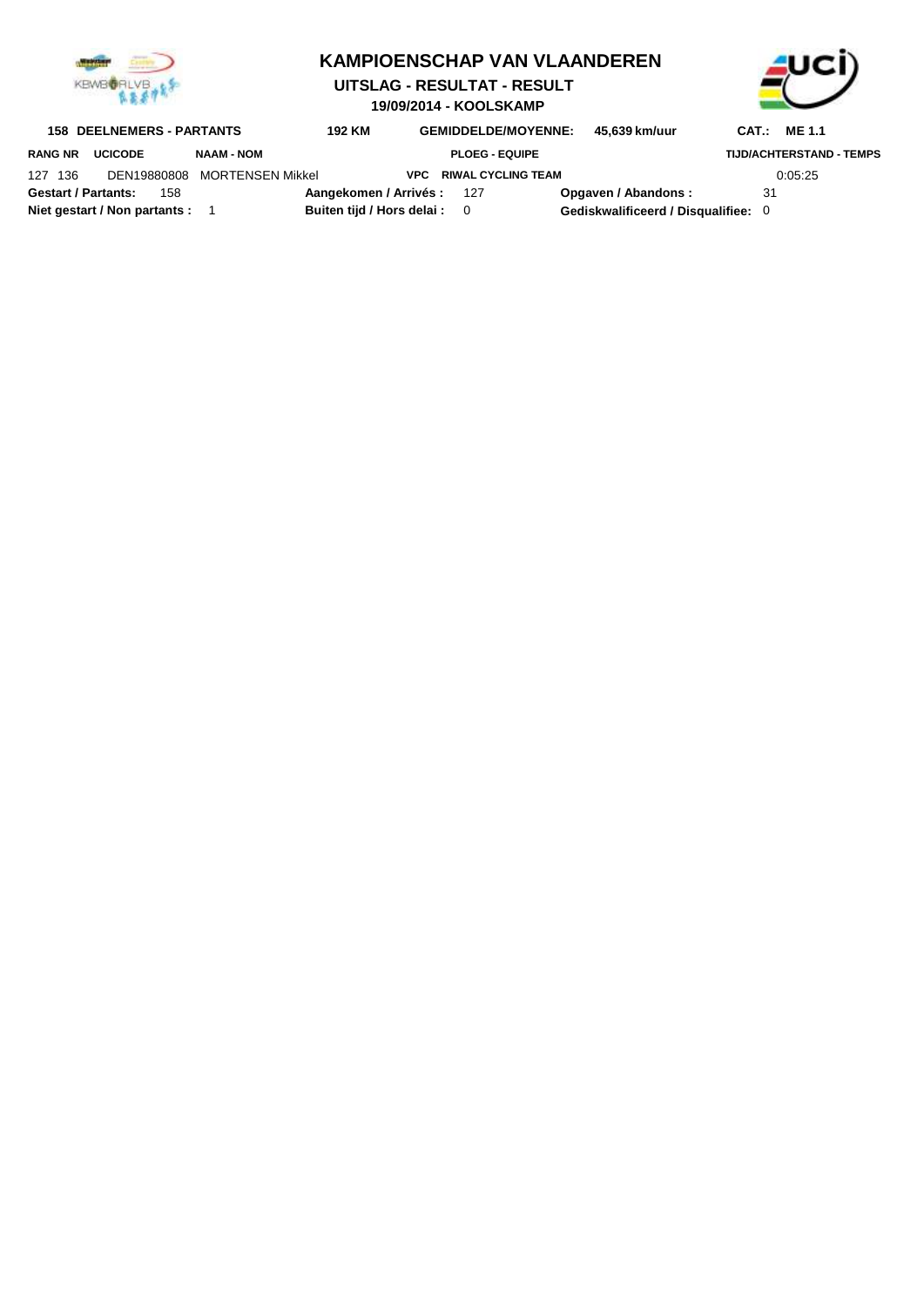# KAMPIOENSCHAP VAN VLAANDEREN

**UITSLAG - RESULTAT - RESULT**

**19/09/2014 - KOOLSKAMP**

**158 DEELNEMERS - PARTANTS** | **192 KM** | **GEMIDDELDE/MOYENNE: 45,639 km/uur** | **CAT.: ME 1.1**

| RANG | NR | UCICODE | NAAM - NOM | | PLOEG - EQUIPE | TIJD/ACHTERSTAND - TEMPS |
|---|---|---|---|---|---|---|
| 127 | 136 | DEN19880808 | MORTENSEN Mikkel | VPC | RIWAL CYCLING TEAM | 0:05:25 |

| | | | | | |
|---|---|---|---|---|---|
| **Gestart / Partants:** | 158 | **Aangekomen / Arrivés :** | 127 | **Opgaven / Abandons :** | 31 |
| **Niet gestart / Non partants :** | 1 | **Buiten tijd / Hors delai :** | 0 | **Gediskwalificeerd / Disqualifiee:** | 0 |